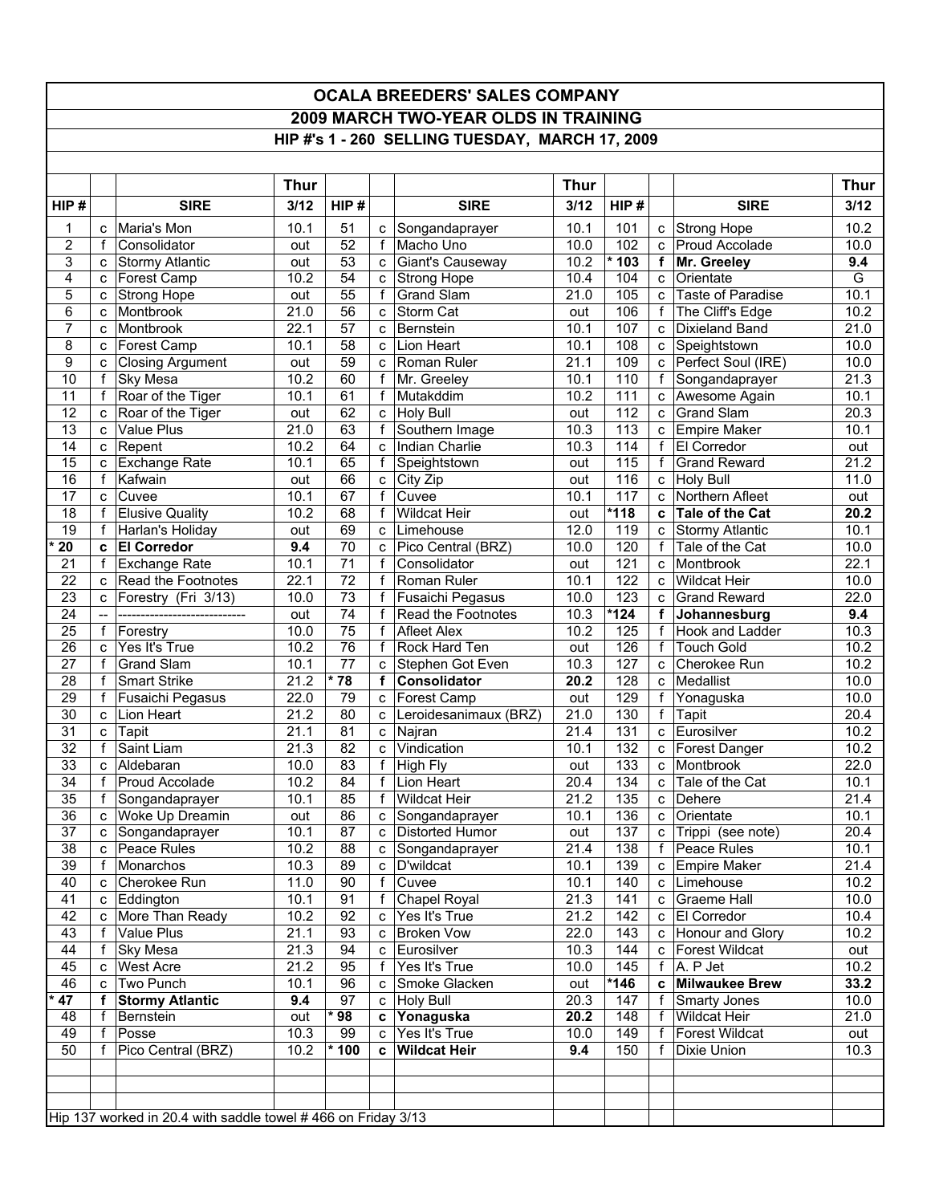# OCALA BREEDERS' SALES COMPANY

## 2009 MARCH TWO-YEAR OLDS IN TRAINING

### HIP #'s 1 - 260 SELLING TUESDAY, MARCH 17, 2009

| HIP # | | SIRE | Thur 3/12 | HIP # | | SIRE | Thur 3/12 | HIP # | | SIRE | Thur 3/12 |
|---|---|---|---|---|---|---|---|---|---|---|---|
| 1 | c | Maria's Mon | 10.1 | 51 | c | Songandaprayer | 10.1 | 101 | c | Strong Hope | 10.2 |
| 2 | f | Consolidator | out | 52 | f | Macho Uno | 10.0 | 102 | c | Proud Accolade | 10.0 |
| 3 | c | Stormy Atlantic | out | 53 | c | Giant's Causeway | 10.2 | * 103 | **f** | **Mr. Greeley** | **9.4** |
| 4 | c | Forest Camp | 10.2 | 54 | c | Strong Hope | 10.4 | 104 | c | Orientate | G |
| 5 | c | Strong Hope | out | 55 | f | Grand Slam | 21.0 | 105 | c | Taste of Paradise | 10.1 |
| 6 | c | Montbrook | 21.0 | 56 | c | Storm Cat | out | 106 | f | The Cliff's Edge | 10.2 |
| 7 | c | Montbrook | 22.1 | 57 | c | Bernstein | 10.1 | 107 | c | Dixieland Band | 21.0 |
| 8 | c | Forest Camp | 10.1 | 58 | c | Lion Heart | 10.1 | 108 | c | Speightstown | 10.0 |
| 9 | c | Closing Argument | out | 59 | c | Roman Ruler | 21.1 | 109 | c | Perfect Soul (IRE) | 10.0 |
| 10 | f | Sky Mesa | 10.2 | 60 | f | Mr. Greeley | 10.1 | 110 | f | Songandaprayer | 21.3 |
| 11 | f | Roar of the Tiger | 10.1 | 61 | f | Mutakddim | 10.2 | 111 | c | Awesome Again | 10.1 |
| 12 | c | Roar of the Tiger | out | 62 | c | Holy Bull | out | 112 | c | Grand Slam | 20.3 |
| 13 | c | Value Plus | 21.0 | 63 | f | Southern Image | 10.3 | 113 | c | Empire Maker | 10.1 |
| 14 | c | Repent | 10.2 | 64 | c | Indian Charlie | 10.3 | 114 | f | El Corredor | out |
| 15 | c | Exchange Rate | 10.1 | 65 | f | Speightstown | out | 115 | f | Grand Reward | 21.2 |
| 16 | f | Kafwain | out | 66 | c | City Zip | out | 116 | c | Holy Bull | 11.0 |
| 17 | c | Cuvee | 10.1 | 67 | f | Cuvee | 10.1 | 117 | c | Northern Afleet | out |
| 18 | f | Elusive Quality | 10.2 | 68 | f | Wildcat Heir | out | *118 | **c** | **Tale of the Cat** | **20.2** |
| 19 | f | Harlan's Holiday | out | 69 | c | Limehouse | 12.0 | 119 | c | Stormy Atlantic | 10.1 |
| * 20 | **c** | **El Corredor** | **9.4** | 70 | c | Pico Central (BRZ) | 10.0 | 120 | f | Tale of the Cat | 10.0 |
| 21 | f | Exchange Rate | 10.1 | 71 | f | Consolidator | out | 121 | c | Montbrook | 22.1 |
| 22 | c | Read the Footnotes | 22.1 | 72 | f | Roman Ruler | 10.1 | 122 | c | Wildcat Heir | 10.0 |
| 23 | c | Forestry (Fri 3/13) | 10.0 | 73 | f | Fusaichi Pegasus | 10.0 | 123 | c | Grand Reward | 22.0 |
| 24 | -- | ---------------------------- | out | 74 | f | Read the Footnotes | 10.3 | *124 | **f** | **Johannesburg** | **9.4** |
| 25 | f | Forestry | 10.0 | 75 | f | Afleet Alex | 10.2 | 125 | f | Hook and Ladder | 10.3 |
| 26 | c | Yes It's True | 10.2 | 76 | f | Rock Hard Ten | out | 126 | f | Touch Gold | 10.2 |
| 27 | f | Grand Slam | 10.1 | 77 | c | Stephen Got Even | 10.3 | 127 | c | Cherokee Run | 10.2 |
| 28 | f | Smart Strike | 21.2 | * 78 | **f** | **Consolidator** | **20.2** | 128 | c | Medallist | 10.0 |
| 29 | f | Fusaichi Pegasus | 22.0 | 79 | c | Forest Camp | out | 129 | f | Yonaguska | 10.0 |
| 30 | c | Lion Heart | 21.2 | 80 | c | Leroidesanimaux (BRZ) | 21.0 | 130 | f | Tapit | 20.4 |
| 31 | c | Tapit | 21.1 | 81 | c | Najran | 21.4 | 131 | c | Eurosilver | 10.2 |
| 32 | f | Saint Liam | 21.3 | 82 | c | Vindication | 10.1 | 132 | c | Forest Danger | 10.2 |
| 33 | c | Aldebaran | 10.0 | 83 | f | High Fly | out | 133 | c | Montbrook | 22.0 |
| 34 | f | Proud Accolade | 10.2 | 84 | f | Lion Heart | 20.4 | 134 | c | Tale of the Cat | 10.1 |
| 35 | f | Songandaprayer | 10.1 | 85 | f | Wildcat Heir | 21.2 | 135 | c | Dehere | 21.4 |
| 36 | c | Woke Up Dreamin | out | 86 | c | Songandaprayer | 10.1 | 136 | c | Orientate | 10.1 |
| 37 | c | Songandaprayer | 10.1 | 87 | c | Distorted Humor | out | 137 | c | Trippi (see note) | 20.4 |
| 38 | c | Peace Rules | 10.2 | 88 | c | Songandaprayer | 21.4 | 138 | f | Peace Rules | 10.1 |
| 39 | f | Monarchos | 10.3 | 89 | c | D'wildcat | 10.1 | 139 | c | Empire Maker | 21.4 |
| 40 | c | Cherokee Run | 11.0 | 90 | f | Cuvee | 10.1 | 140 | c | Limehouse | 10.2 |
| 41 | c | Eddington | 10.1 | 91 | f | Chapel Royal | 21.3 | 141 | c | Graeme Hall | 10.0 |
| 42 | c | More Than Ready | 10.2 | 92 | c | Yes It's True | 21.2 | 142 | c | El Corredor | 10.4 |
| 43 | f | Value Plus | 21.1 | 93 | c | Broken Vow | 22.0 | 143 | c | Honour and Glory | 10.2 |
| 44 | f | Sky Mesa | 21.3 | 94 | c | Eurosilver | 10.3 | 144 | c | Forest Wildcat | out |
| 45 | c | West Acre | 21.2 | 95 | f | Yes It's True | 10.0 | 145 | f | A. P Jet | 10.2 |
| 46 | c | Two Punch | 10.1 | 96 | c | Smoke Glacken | out | *146 | **c** | **Milwaukee Brew** | **33.2** |
| * 47 | **f** | **Stormy Atlantic** | **9.4** | 97 | c | Holy Bull | 20.3 | 147 | f | Smarty Jones | 10.0 |
| 48 | f | Bernstein | out | * 98 | **c** | **Yonaguska** | **20.2** | 148 | f | Wildcat Heir | 21.0 |
| 49 | f | Posse | 10.3 | 99 | c | Yes It's True | 10.0 | 149 | f | Forest Wildcat | out |
| 50 | f | Pico Central (BRZ) | 10.2 | * 100 | **c** | **Wildcat Heir** | **9.4** | 150 | f | Dixie Union | 10.3 |

Hip 137 worked in 20.4 with saddle towel # 466 on Friday 3/13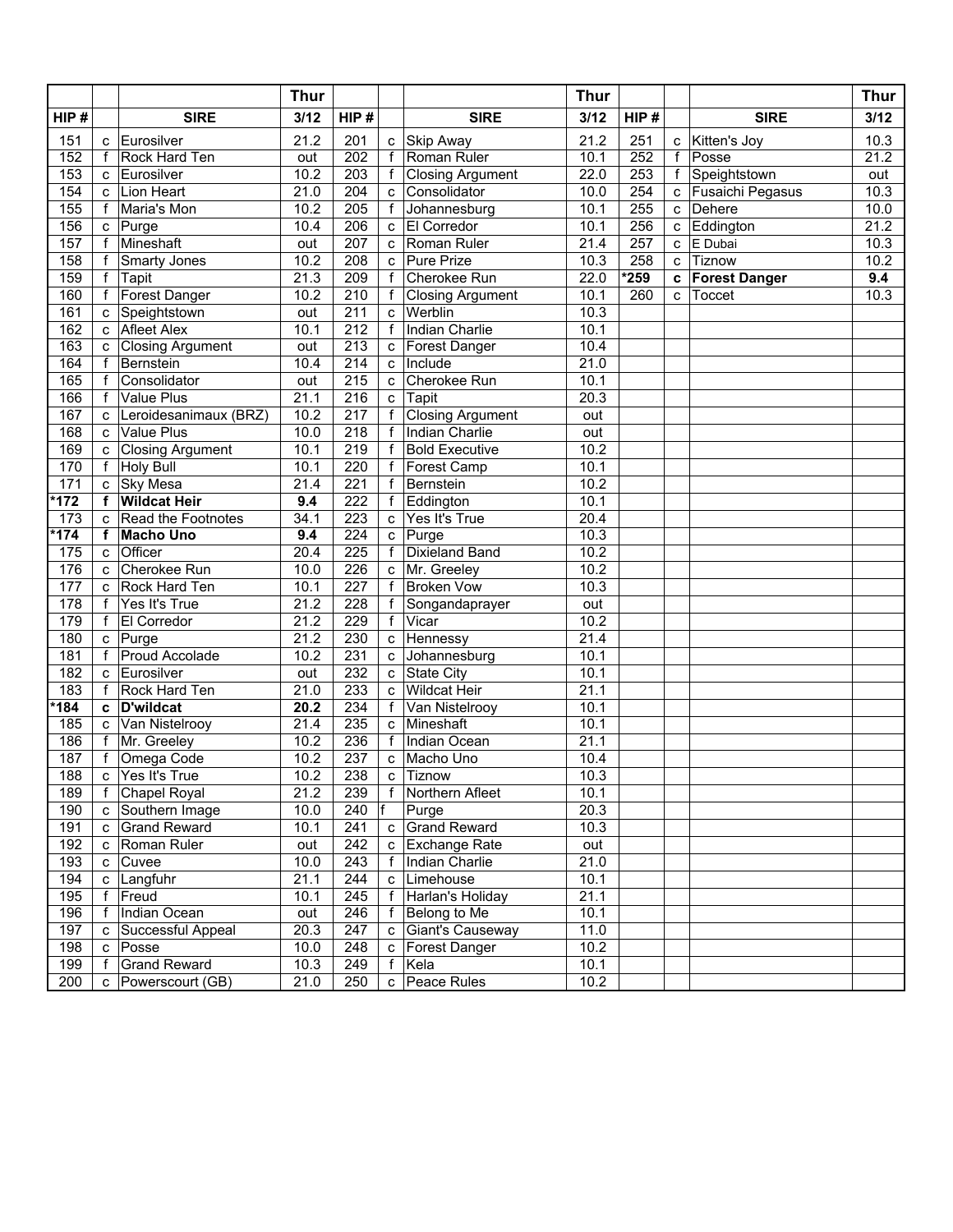| HIP # | | SIRE | Thur 3/12 | HIP # | | SIRE | Thur 3/12 | HIP # | | SIRE | Thur 3/12 |
|---|---|---|---|---|---|---|---|---|---|---|---|
| 151 | c | Eurosilver | 21.2 | 201 | c | Skip Away | 21.2 | 251 | c | Kitten's Joy | 10.3 |
| 152 | f | Rock Hard Ten | out | 202 | f | Roman Ruler | 10.1 | 252 | f | Posse | 21.2 |
| 153 | c | Eurosilver | 10.2 | 203 | f | Closing Argument | 22.0 | 253 | f | Speightstown | out |
| 154 | c | Lion Heart | 21.0 | 204 | c | Consolidator | 10.0 | 254 | c | Fusaichi Pegasus | 10.3 |
| 155 | f | Maria's Mon | 10.2 | 205 | f | Johannesburg | 10.1 | 255 | c | Dehere | 10.0 |
| 156 | c | Purge | 10.4 | 206 | c | El Corredor | 10.1 | 256 | c | Eddington | 21.2 |
| 157 | f | Mineshaft | out | 207 | c | Roman Ruler | 21.4 | 257 | c | E Dubai | 10.3 |
| 158 | f | Smarty Jones | 10.2 | 208 | c | Pure Prize | 10.3 | 258 | c | Tiznow | 10.2 |
| 159 | f | Tapit | 21.3 | 209 | f | Cherokee Run | 22.0 | **\*259** | **c** | **Forest Danger** | **9.4** |
| 160 | f | Forest Danger | 10.2 | 210 | f | Closing Argument | 10.1 | 260 | c | Toccet | 10.3 |
| 161 | c | Speightstown | out | 211 | c | Werblin | 10.3 | | | | |
| 162 | c | Afleet Alex | 10.1 | 212 | f | Indian Charlie | 10.1 | | | | |
| 163 | c | Closing Argument | out | 213 | c | Forest Danger | 10.4 | | | | |
| 164 | f | Bernstein | 10.4 | 214 | c | Include | 21.0 | | | | |
| 165 | f | Consolidator | out | 215 | c | Cherokee Run | 10.1 | | | | |
| 166 | f | Value Plus | 21.1 | 216 | c | Tapit | 20.3 | | | | |
| 167 | c | Leroidesanimaux (BRZ) | 10.2 | 217 | f | Closing Argument | out | | | | |
| 168 | c | Value Plus | 10.0 | 218 | f | Indian Charlie | out | | | | |
| 169 | c | Closing Argument | 10.1 | 219 | f | Bold Executive | 10.2 | | | | |
| 170 | f | Holy Bull | 10.1 | 220 | f | Forest Camp | 10.1 | | | | |
| 171 | c | Sky Mesa | 21.4 | 221 | f | Bernstein | 10.2 | | | | |
| **\*172** | **f** | **Wildcat Heir** | **9.4** | 222 | f | Eddington | 10.1 | | | | |
| 173 | c | Read the Footnotes | 34.1 | 223 | c | Yes It's True | 20.4 | | | | |
| **\*174** | **f** | **Macho Uno** | **9.4** | 224 | c | Purge | 10.3 | | | | |
| 175 | c | Officer | 20.4 | 225 | f | Dixieland Band | 10.2 | | | | |
| 176 | c | Cherokee Run | 10.0 | 226 | c | Mr. Greeley | 10.2 | | | | |
| 177 | c | Rock Hard Ten | 10.1 | 227 | f | Broken Vow | 10.3 | | | | |
| 178 | f | Yes It's True | 21.2 | 228 | f | Songandaprayer | out | | | | |
| 179 | f | El Corredor | 21.2 | 229 | f | Vicar | 10.2 | | | | |
| 180 | c | Purge | 21.2 | 230 | c | Hennessy | 21.4 | | | | |
| 181 | f | Proud Accolade | 10.2 | 231 | c | Johannesburg | 10.1 | | | | |
| 182 | c | Eurosilver | out | 232 | c | State City | 10.1 | | | | |
| 183 | f | Rock Hard Ten | 21.0 | 233 | c | Wildcat Heir | 21.1 | | | | |
| **\*184** | **c** | **D'wildcat** | **20.2** | 234 | f | Van Nistelrooy | 10.1 | | | | |
| 185 | c | Van Nistelrooy | 21.4 | 235 | c | Mineshaft | 10.1 | | | | |
| 186 | f | Mr. Greeley | 10.2 | 236 | f | Indian Ocean | 21.1 | | | | |
| 187 | f | Omega Code | 10.2 | 237 | c | Macho Uno | 10.4 | | | | |
| 188 | c | Yes It's True | 10.2 | 238 | c | Tiznow | 10.3 | | | | |
| 189 | f | Chapel Royal | 21.2 | 239 | f | Northern Afleet | 10.1 | | | | |
| 190 | c | Southern Image | 10.0 | 240 | f | Purge | 20.3 | | | | |
| 191 | c | Grand Reward | 10.1 | 241 | c | Grand Reward | 10.3 | | | | |
| 192 | c | Roman Ruler | out | 242 | c | Exchange Rate | out | | | | |
| 193 | c | Cuvee | 10.0 | 243 | f | Indian Charlie | 21.0 | | | | |
| 194 | c | Langfuhr | 21.1 | 244 | c | Limehouse | 10.1 | | | | |
| 195 | f | Freud | 10.1 | 245 | f | Harlan's Holiday | 21.1 | | | | |
| 196 | f | Indian Ocean | out | 246 | f | Belong to Me | 10.1 | | | | |
| 197 | c | Successful Appeal | 20.3 | 247 | c | Giant's Causeway | 11.0 | | | | |
| 198 | c | Posse | 10.0 | 248 | c | Forest Danger | 10.2 | | | | |
| 199 | f | Grand Reward | 10.3 | 249 | f | Kela | 10.1 | | | | |
| 200 | c | Powerscourt (GB) | 21.0 | 250 | c | Peace Rules | 10.2 | | | | |